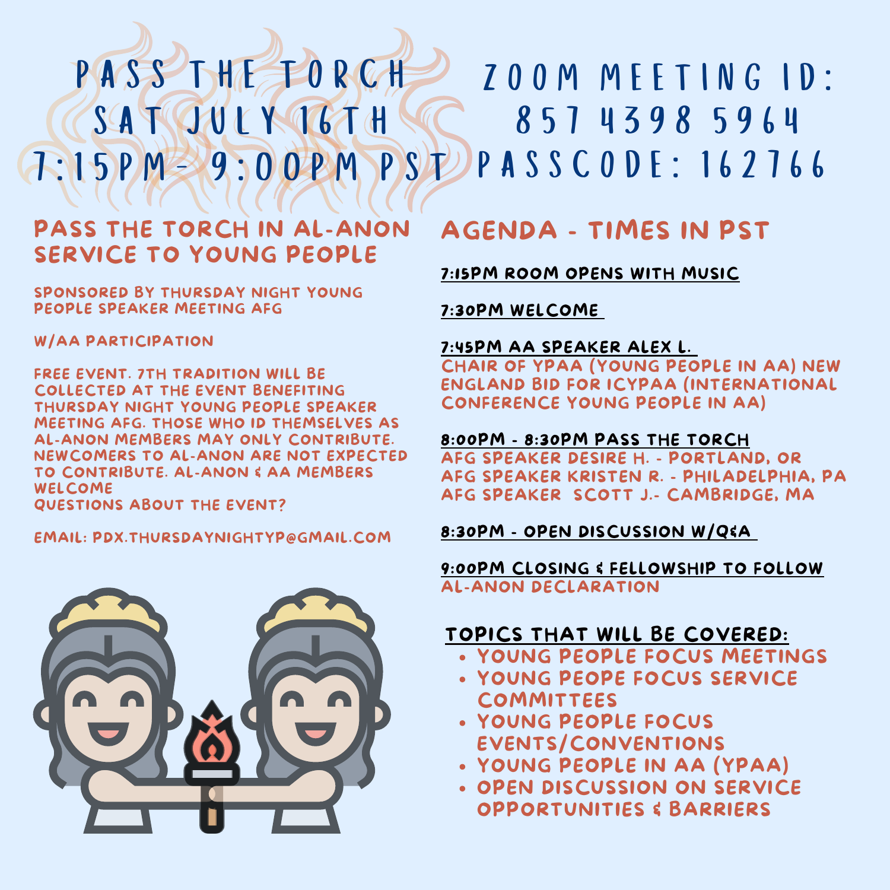# PASS THE TORCH
# SAT JULY 16TH
# 7:15PM- 9:00PM PST

# ZOOM MEETING ID: 857 4398 5964
# PASSCODE: 162766

## PASS THE TORCH IN AL-ANON SERVICE TO YOUNG PEOPLE

SPONSORED BY THURSDAY NIGHT YOUNG PEOPLE SPEAKER MEETING AFG

W/AA PARTICIPATION

FREE EVENT. 7TH TRADITION WILL BE COLLECTED AT THE EVENT BENEFITING THURSDAY NIGHT YOUNG PEOPLE SPEAKER MEETING AFG. THOSE WHO ID THEMSELVES AS AL-ANON MEMBERS MAY ONLY CONTRIBUTE. NEWCOMERS TO AL-ANON ARE NOT EXPECTED TO CONTRIBUTE. AL-ANON & AA MEMBERS WELCOME

QUESTIONS ABOUT THE EVENT?

EMAIL: PDX.THURSDAYNIGHTYP@GMAIL.COM

## AGENDA - TIMES IN PST

**7:15PM ROOM OPENS WITH MUSIC**

**7:30PM WELCOME**

**7:45PM AA SPEAKER ALEX L.**
CHAIR OF YPAA (YOUNG PEOPLE IN AA) NEW ENGLAND BID FOR ICYPAA (INTERNATIONAL CONFERENCE YOUNG PEOPLE IN AA)

**8:00PM - 8:30PM PASS THE TORCH**
AFG SPEAKER DESIRE H. - PORTLAND, OR
AFG SPEAKER KRISTEN R. - PHILADELPHIA, PA
AFG SPEAKER SCOTT J.- CAMBRIDGE, MA

**8:30PM - OPEN DISCUSSION W/Q&A**

**9:00PM CLOSING & FELLOWSHIP TO FOLLOW**
AL-ANON DECLARATION

**TOPICS THAT WILL BE COVERED:**

- YOUNG PEOPLE FOCUS MEETINGS
- YOUNG PEOPE FOCUS SERVICE COMMITTEES
- YOUNG PEOPLE FOCUS EVENTS/CONVENTIONS
- YOUNG PEOPLE IN AA (YPAA)
- OPEN DISCUSSION ON SERVICE OPPORTUNITIES & BARRIERS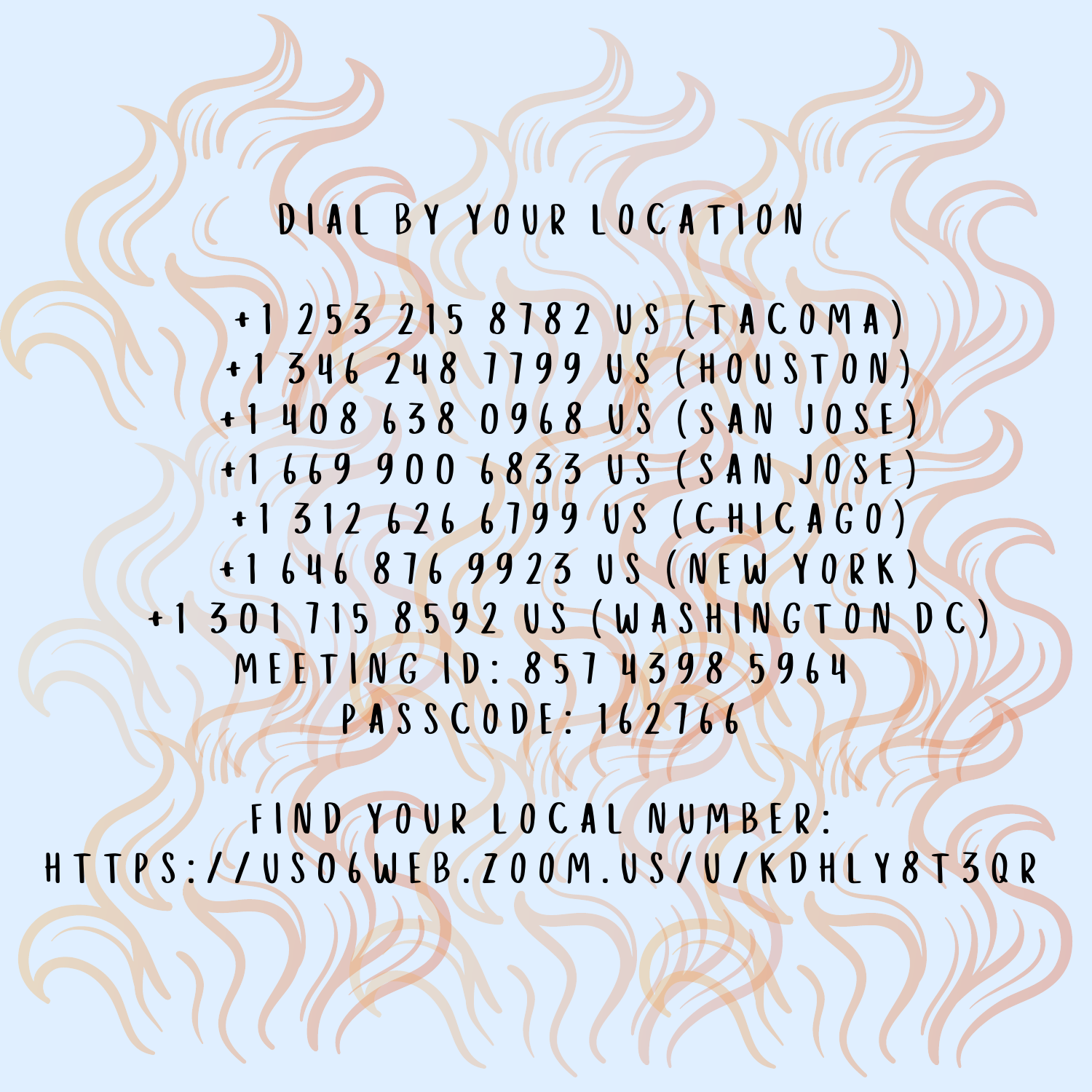DIAL BY YOUR LOCATION

+1 253 215 8782 US (TACOMA)
+1 346 248 7799 US (HOUSTON)
+1 408 638 0968 US (SAN JOSE)
+1 669 900 6833 US (SAN JOSE)
+1 312 626 6799 US (CHICAGO)
+1 646 876 9923 US (NEW YORK)
+1 301 715 8592 US (WASHINGTON DC)
MEETING ID: 857 4398 5964
PASSCODE: 162766

FIND YOUR LOCAL NUMBER:
HTTPS://US06WEB.ZOOM.US/U/KDHLY8T3QR